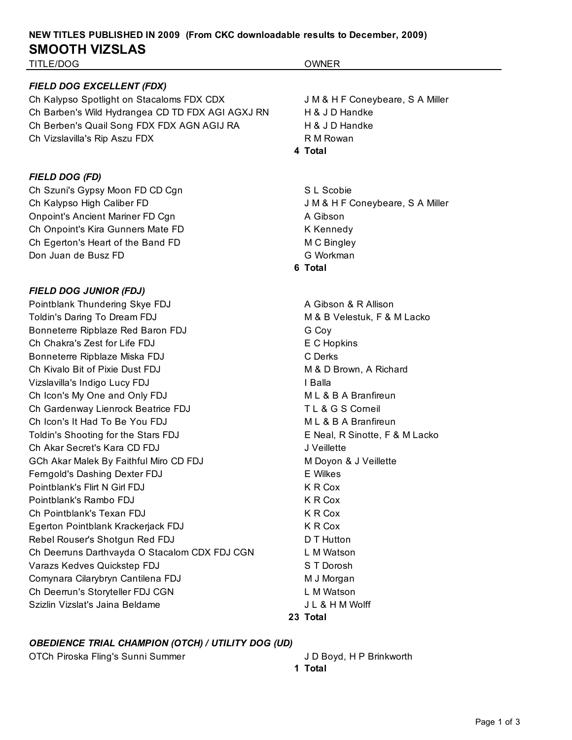**NEW TITLES PUBLISHED IN 2009 (From CKC downloadable results to December, 2009)**

# SMOOTH VIZSLAS

| TITLE/DOG | OWNER |
|---|---|
| ***FIELD DOG EXCELLENT (FDX)*** | |
| Ch Kalypso Spotlight on Stacaloms FDX CDX | J M & H F Coneybeare, S A Miller |
| Ch Barben's Wild Hydrangea CD TD FDX AGI AGXJ RN | H & J D Handke |
| Ch Berben's Quail Song FDX FDX AGN AGIJ RA | H & J D Handke |
| Ch Vizslavilla's Rip Aszu FDX | R M Rowan |
| **4** | **Total** |
| ***FIELD DOG (FD)*** | |
| Ch Szuni's Gypsy Moon FD CD Cgn | S L Scobie |
| Ch Kalypso High Caliber FD | J M & H F Coneybeare, S A Miller |
| Onpoint's Ancient Mariner FD Cgn | A Gibson |
| Ch Onpoint's Kira Gunners Mate FD | K Kennedy |
| Ch Egerton's Heart of the Band FD | M C Bingley |
| Don Juan de Busz FD | G Workman |
| **6** | **Total** |
| ***FIELD DOG JUNIOR (FDJ)*** | |
| Pointblank Thundering Skye FDJ | A Gibson & R Allison |
| Toldin's Daring To Dream FDJ | M & B Velestuk, F & M Lacko |
| Bonneterre Ripblaze Red Baron FDJ | G Coy |
| Ch Chakra's Zest for Life FDJ | E C Hopkins |
| Bonneterre Ripblaze Miska FDJ | C Derks |
| Ch Kivalo Bit of Pixie Dust FDJ | M & D Brown, A Richard |
| Vizslavilla's Indigo Lucy FDJ | I Balla |
| Ch Icon's My One and Only FDJ | M L & B A Branfireun |
| Ch Gardenway Lienrock Beatrice FDJ | T L & G S Corneil |
| Ch Icon's It Had To Be You FDJ | M L & B A Branfireun |
| Toldin's Shooting for the Stars FDJ | E Neal, R Sinotte, F & M Lacko |
| Ch Akar Secret's Kara CD FDJ | J Veillette |
| GCh Akar Malek By Faithful Miro CD FDJ | M Doyon & J Veillette |
| Ferngold's Dashing Dexter FDJ | E Wilkes |
| Pointblank's Flirt N Girl FDJ | K R Cox |
| Pointblank's Rambo FDJ | K R Cox |
| Ch Pointblank's Texan FDJ | K R Cox |
| Egerton Pointblank Krackerjack FDJ | K R Cox |
| Rebel Rouser's Shotgun Red FDJ | D T Hutton |
| Ch Deerruns Darthvayda O Stacalom CDX FDJ CGN | L M Watson |
| Varazs Kedves Quickstep FDJ | S T Dorosh |
| Comynara Cilarybryn Cantilena FDJ | M J Morgan |
| Ch Deerrun's Storyteller FDJ CGN | L M Watson |
| Szizlin Vizslat's Jaina Beldame | J L & H M Wolff |
| **23** | **Total** |
| ***OBEDIENCE TRIAL CHAMPION (OTCH) / UTILITY DOG (UD)*** | |
| OTCh Piroska Fling's Sunni Summer | J D Boyd, H P Brinkworth |
| **1** | **Total** |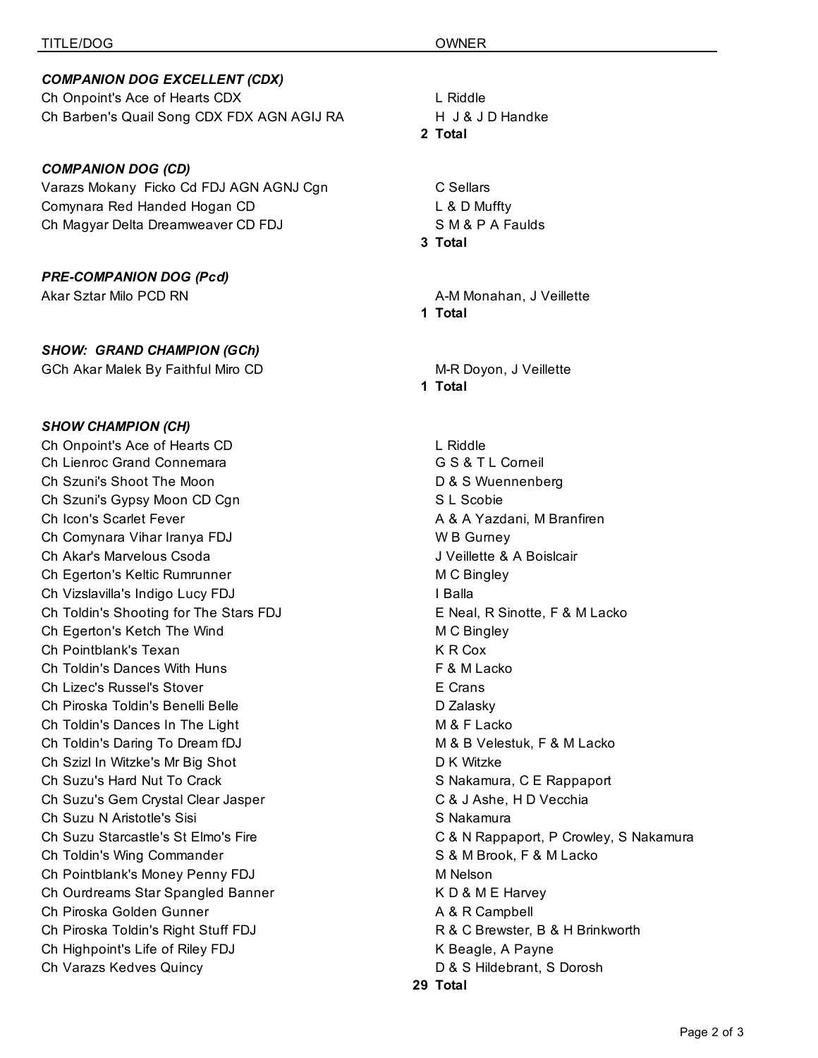| TITLE/DOG | OWNER |
|---|---|
| ***COMPANION DOG EXCELLENT (CDX)*** | |
| Ch Onpoint's Ace of Hearts CDX | L Riddle |
| Ch Barben's Quail Song CDX FDX AGN AGIJ RA | H J & J D Handke |
| | **2 Total** |
| ***COMPANION DOG (CD)*** | |
| Varazs Mokany Ficko Cd FDJ AGN AGNJ Cgn | C Sellars |
| Comynara Red Handed Hogan CD | L & D Muffty |
| Ch Magyar Delta Dreamweaver CD FDJ | S M & P A Faulds |
| | **3 Total** |
| ***PRE-COMPANION DOG (Pcd)*** | |
| Akar Sztar Milo PCD RN | A-M Monahan, J Veillette |
| | **1 Total** |
| ***SHOW: GRAND CHAMPION (GCh)*** | |
| GCh Akar Malek By Faithful Miro CD | M-R Doyon, J Veillette |
| | **1 Total** |
| ***SHOW CHAMPION (CH)*** | |
| Ch Onpoint's Ace of Hearts CD | L Riddle |
| Ch Lienroc Grand Connemara | G S & T L Corneil |
| Ch Szuni's Shoot The Moon | D & S Wuennenberg |
| Ch Szuni's Gypsy Moon CD Cgn | S L Scobie |
| Ch Icon's Scarlet Fever | A & A Yazdani, M Branfiren |
| Ch Comynara Vihar Iranya FDJ | W B Gurney |
| Ch Akar's Marvelous Csoda | J Veillette & A Boislcair |
| Ch Egerton's Keltic Rumrunner | M C Bingley |
| Ch Vizslavilla's Indigo Lucy FDJ | I Balla |
| Ch Toldin's Shooting for The Stars FDJ | E Neal, R Sinotte, F & M Lacko |
| Ch Egerton's Ketch The Wind | M C Bingley |
| Ch Pointblank's Texan | K R Cox |
| Ch Toldin's Dances With Huns | F & M Lacko |
| Ch Lizec's Russel's Stover | E Crans |
| Ch Piroska Toldin's Benelli Belle | D Zalasky |
| Ch Toldin's Dances In The Light | M & F Lacko |
| Ch Toldin's Daring To Dream fDJ | M & B Velestuk, F & M Lacko |
| Ch Szizl In Witzke's Mr Big Shot | D K Witzke |
| Ch Suzu's Hard Nut To Crack | S Nakamura, C E Rappaport |
| Ch Suzu's Gem Crystal Clear Jasper | C & J Ashe, H D Vecchia |
| Ch Suzu N Aristotle's Sisi | S Nakamura |
| Ch Suzu Starcastle's St Elmo's Fire | C & N Rappaport, P Crowley, S Nakamura |
| Ch Toldin's Wing Commander | S & M Brook, F & M Lacko |
| Ch Pointblank's Money Penny FDJ | M Nelson |
| Ch Ourdreams Star Spangled Banner | K D & M E Harvey |
| Ch Piroska Golden Gunner | A & R Campbell |
| Ch Piroska Toldin's Right Stuff FDJ | R & C Brewster, B & H Brinkworth |
| Ch Highpoint's Life of Riley FDJ | K Beagle, A Payne |
| Ch Varazs Kedves Quincy | D & S Hildebrant, S Dorosh |
| | **29 Total** |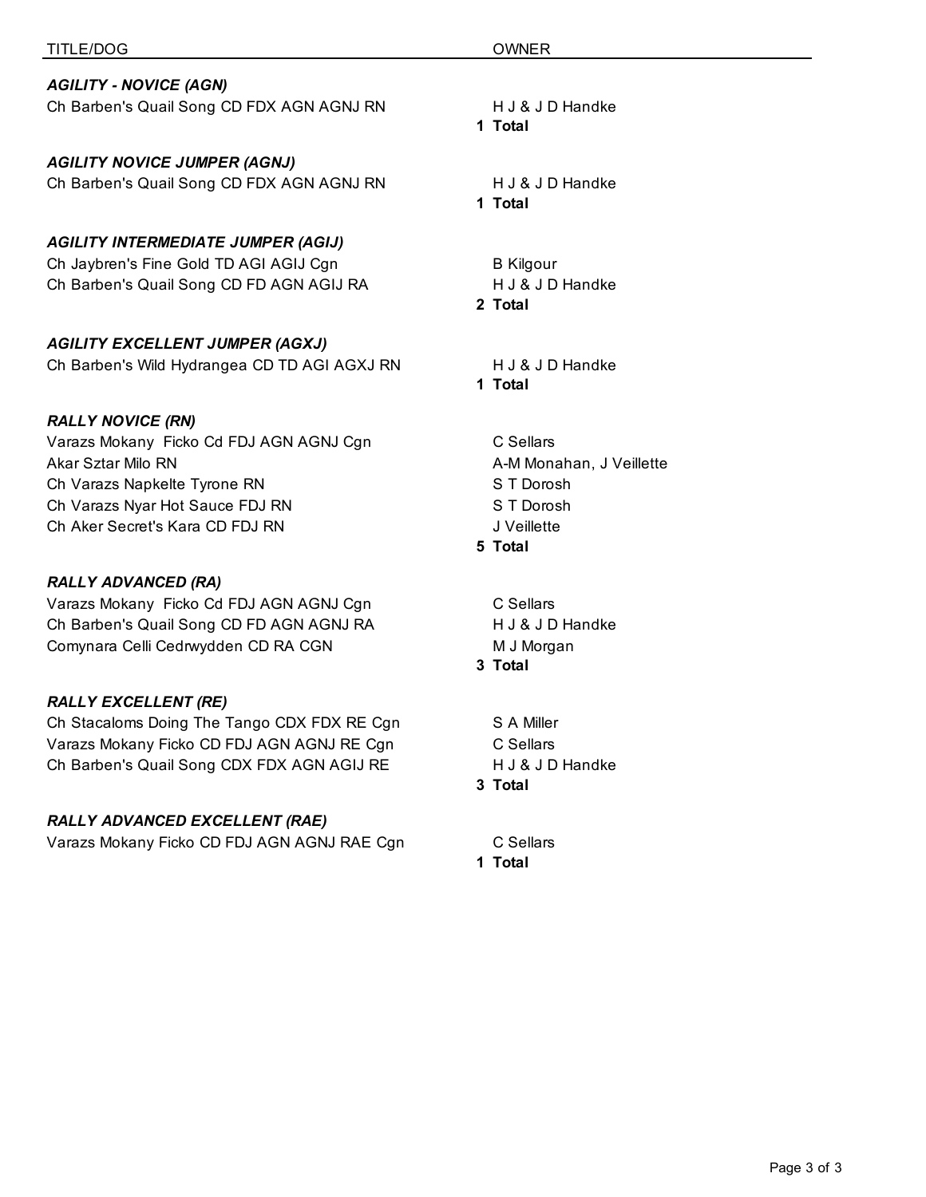| TITLE/DOG | OWNER |
| --- | --- |
| ***AGILITY - NOVICE (AGN)*** | |
| Ch Barben's Quail Song CD FDX AGN AGNJ RN | H J & J D Handke |
| | **1 Total** |
| ***AGILITY NOVICE JUMPER (AGNJ)*** | |
| Ch Barben's Quail Song CD FDX AGN AGNJ RN | H J & J D Handke |
| | **1 Total** |
| ***AGILITY INTERMEDIATE JUMPER (AGIJ)*** | |
| Ch Jaybren's Fine Gold TD AGI AGIJ Cgn | B Kilgour |
| Ch Barben's Quail Song CD FD AGN AGIJ RA | H J & J D Handke |
| | **2 Total** |
| ***AGILITY EXCELLENT JUMPER (AGXJ)*** | |
| Ch Barben's Wild Hydrangea CD TD AGI AGXJ RN | H J & J D Handke |
| | **1 Total** |
| ***RALLY NOVICE (RN)*** | |
| Varazs Mokany Ficko Cd FDJ AGN AGNJ Cgn | C Sellars |
| Akar Sztar Milo RN | A-M Monahan, J Veillette |
| Ch Varazs Napkelte Tyrone RN | S T Dorosh |
| Ch Varazs Nyar Hot Sauce FDJ RN | S T Dorosh |
| Ch Aker Secret's Kara CD FDJ RN | J Veillette |
| | **5 Total** |
| ***RALLY ADVANCED (RA)*** | |
| Varazs Mokany Ficko Cd FDJ AGN AGNJ Cgn | C Sellars |
| Ch Barben's Quail Song CD FD AGN AGNJ RA | H J & J D Handke |
| Comynara Celli Cedrwydden CD RA CGN | M J Morgan |
| | **3 Total** |
| ***RALLY EXCELLENT (RE)*** | |
| Ch Stacaloms Doing The Tango CDX FDX RE Cgn | S A Miller |
| Varazs Mokany Ficko CD FDJ AGN AGNJ RE Cgn | C Sellars |
| Ch Barben's Quail Song CDX FDX AGN AGIJ RE | H J & J D Handke |
| | **3 Total** |
| ***RALLY ADVANCED EXCELLENT (RAE)*** | |
| Varazs Mokany Ficko CD FDJ AGN AGNJ RAE Cgn | C Sellars |
| | **1 Total** |